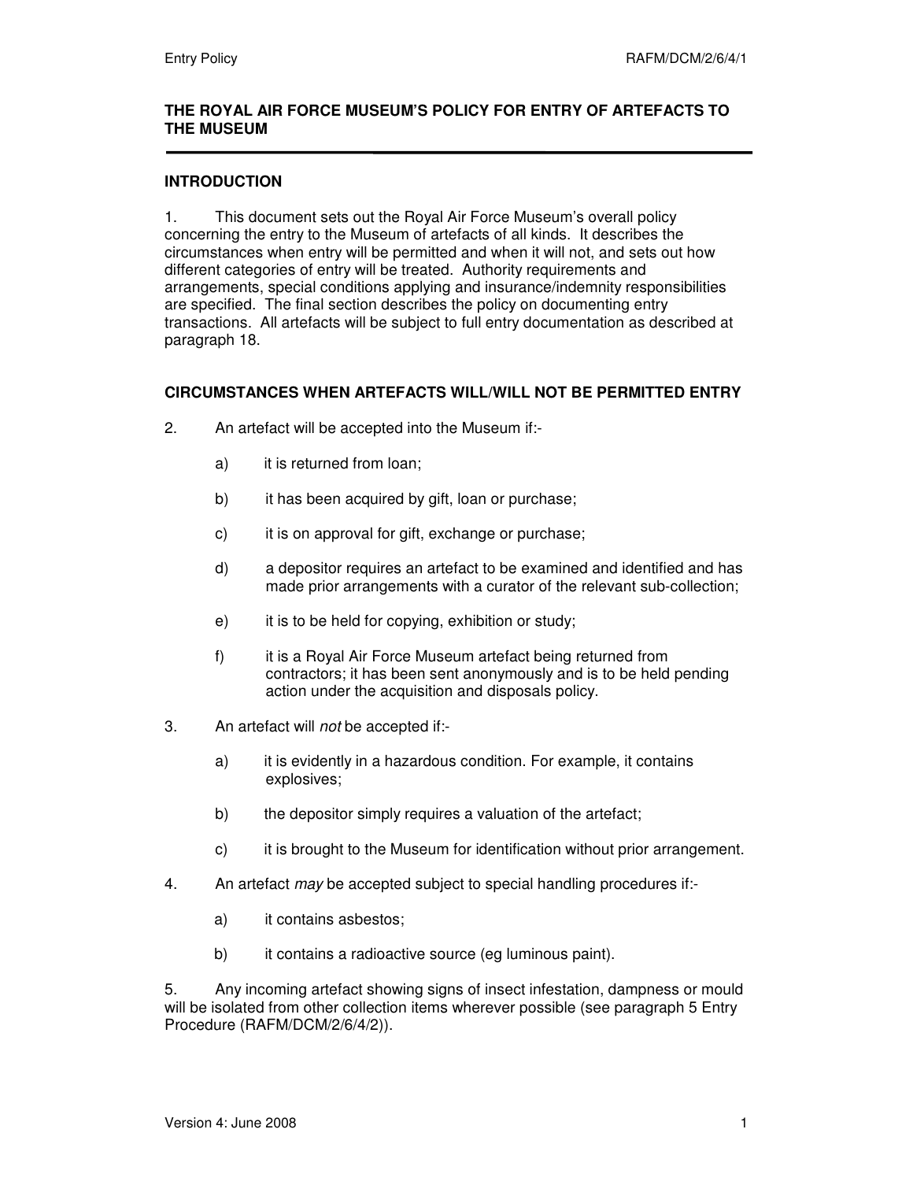## THE ROYAL AIR FORCE MUSEUM'S POLICY FOR ENTRY OF ARTEFACTS TO THE MUSEUM

### INTRODUCTION

1. This document sets out the Royal Air Force Museum's overall policy concerning the entry to the Museum of artefacts of all kinds. It describes the circumstances when entry will be permitted and when it will not, and sets out how different categories of entry will be treated. Authority requirements and arrangements, special conditions applying and insurance/indemnity responsibilities are specified. The final section describes the policy on documenting entry transactions. All artefacts will be subject to full entry documentation as described at paragraph 18.

### CIRCUMSTANCES WHEN ARTEFACTS WILL/WILL NOT BE PERMITTED ENTRY

2. An artefact will be accepted into the Museum if:-

   a) it is returned from loan;

   b) it has been acquired by gift, loan or purchase;

   c) it is on approval for gift, exchange or purchase;

   d) a depositor requires an artefact to be examined and identified and has made prior arrangements with a curator of the relevant sub-collection;

   e) it is to be held for copying, exhibition or study;

   f) it is a Royal Air Force Museum artefact being returned from contractors; it has been sent anonymously and is to be held pending action under the acquisition and disposals policy.

3. An artefact will *not* be accepted if:-

   a) it is evidently in a hazardous condition. For example, it contains explosives;

   b) the depositor simply requires a valuation of the artefact;

   c) it is brought to the Museum for identification without prior arrangement.

4. An artefact *may* be accepted subject to special handling procedures if:-

   a) it contains asbestos;

   b) it contains a radioactive source (eg luminous paint).

5. Any incoming artefact showing signs of insect infestation, dampness or mould will be isolated from other collection items wherever possible (see paragraph 5 Entry Procedure (RAFM/DCM/2/6/4/2)).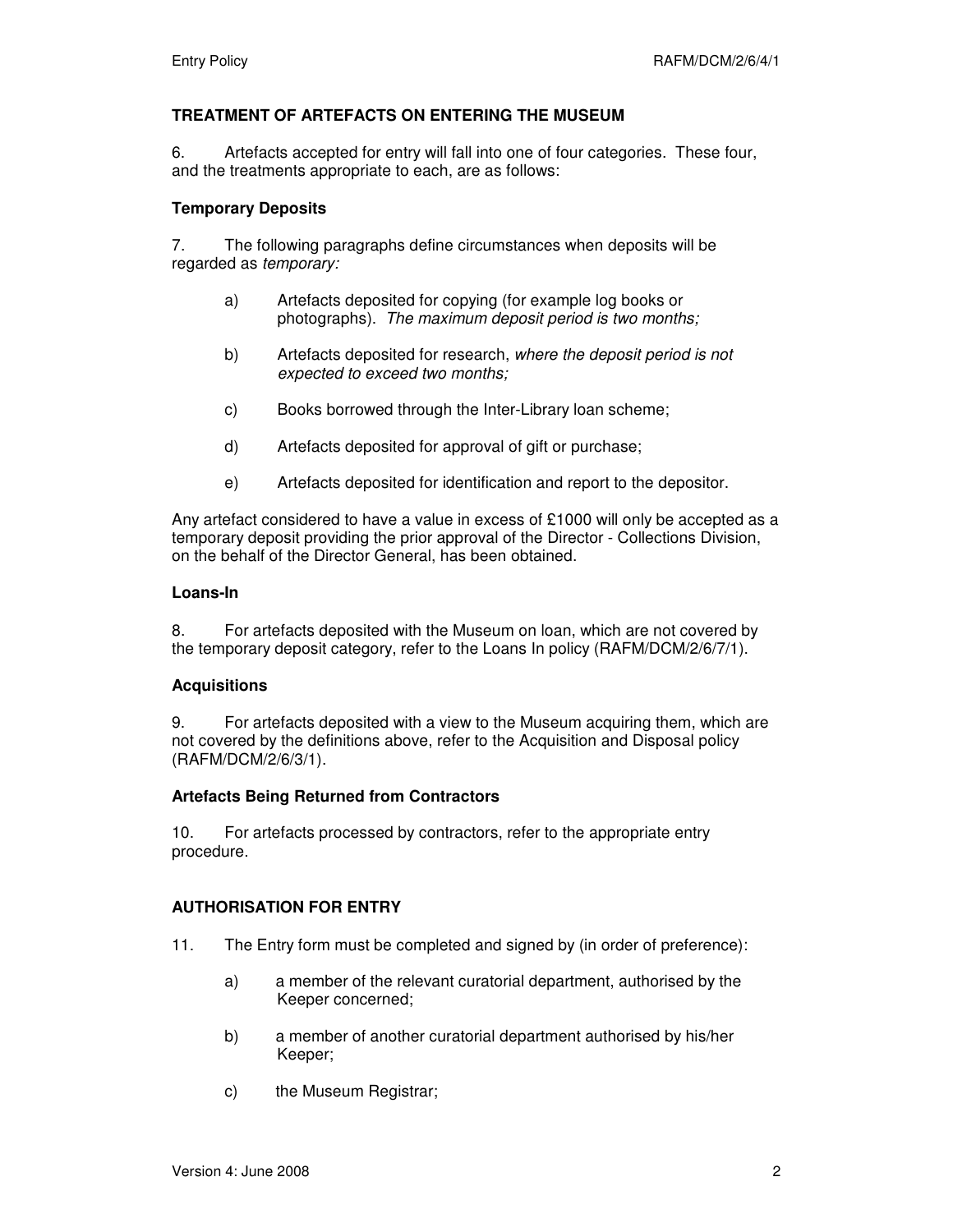## TREATMENT OF ARTEFACTS ON ENTERING THE MUSEUM

6. Artefacts accepted for entry will fall into one of four categories. These four, and the treatments appropriate to each, are as follows:

### Temporary Deposits

7. The following paragraphs define circumstances when deposits will be regarded as *temporary:*

a) Artefacts deposited for copying (for example log books or photographs). *The maximum deposit period is two months;*

b) Artefacts deposited for research, *where the deposit period is not expected to exceed two months;*

c) Books borrowed through the Inter-Library loan scheme;

d) Artefacts deposited for approval of gift or purchase;

e) Artefacts deposited for identification and report to the depositor.

Any artefact considered to have a value in excess of £1000 will only be accepted as a temporary deposit providing the prior approval of the Director - Collections Division, on the behalf of the Director General, has been obtained.

### Loans-In

8. For artefacts deposited with the Museum on loan, which are not covered by the temporary deposit category, refer to the Loans In policy (RAFM/DCM/2/6/7/1).

### Acquisitions

9. For artefacts deposited with a view to the Museum acquiring them, which are not covered by the definitions above, refer to the Acquisition and Disposal policy (RAFM/DCM/2/6/3/1).

### Artefacts Being Returned from Contractors

10. For artefacts processed by contractors, refer to the appropriate entry procedure.

## AUTHORISATION FOR ENTRY

11. The Entry form must be completed and signed by (in order of preference):

a) a member of the relevant curatorial department, authorised by the Keeper concerned;

b) a member of another curatorial department authorised by his/her Keeper;

c) the Museum Registrar;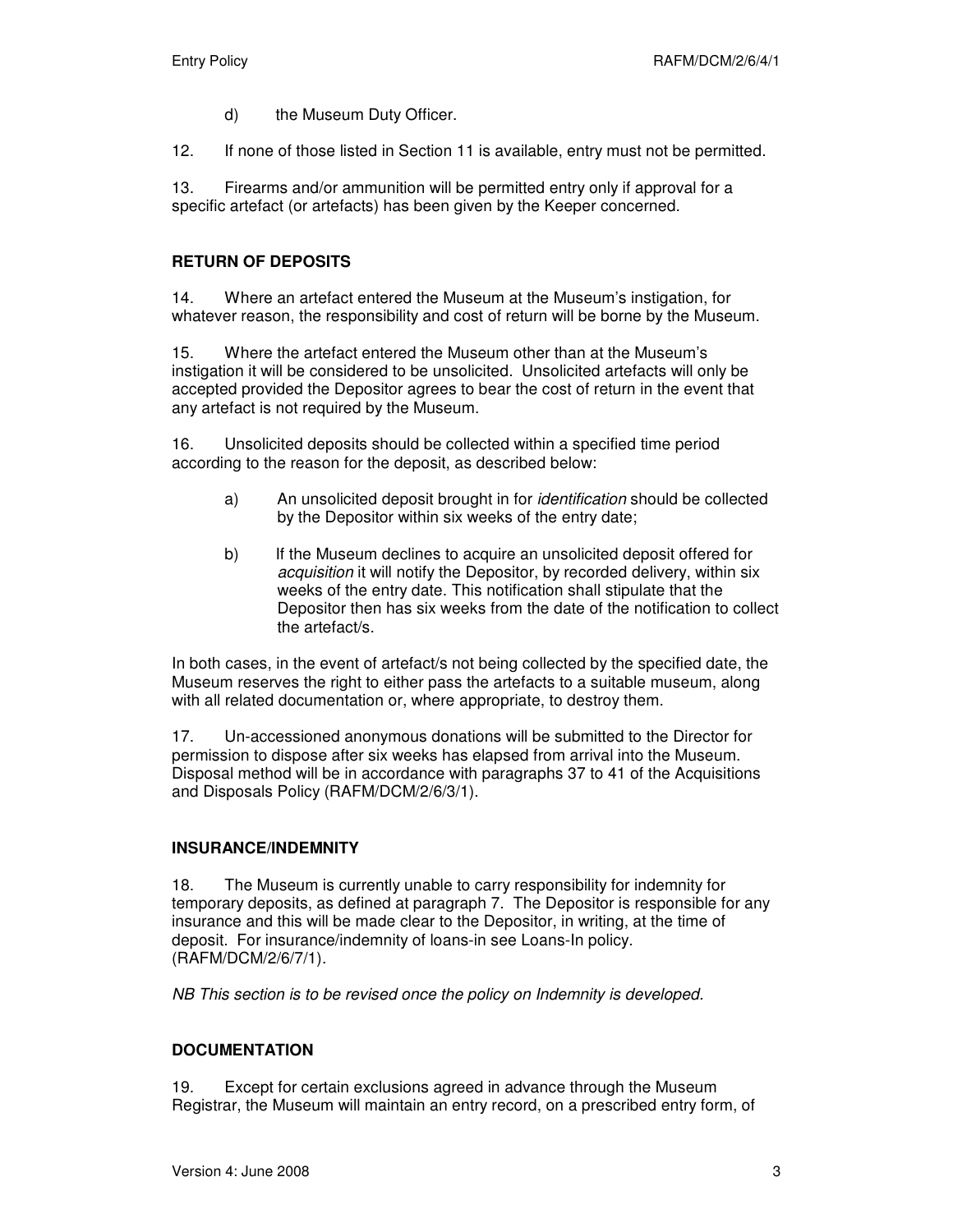d) the Museum Duty Officer.

12. If none of those listed in Section 11 is available, entry must not be permitted.

13. Firearms and/or ammunition will be permitted entry only if approval for a specific artefact (or artefacts) has been given by the Keeper concerned.

## RETURN OF DEPOSITS

14. Where an artefact entered the Museum at the Museum's instigation, for whatever reason, the responsibility and cost of return will be borne by the Museum.

15. Where the artefact entered the Museum other than at the Museum's instigation it will be considered to be unsolicited. Unsolicited artefacts will only be accepted provided the Depositor agrees to bear the cost of return in the event that any artefact is not required by the Museum.

16. Unsolicited deposits should be collected within a specified time period according to the reason for the deposit, as described below:

a) An unsolicited deposit brought in for *identification* should be collected by the Depositor within six weeks of the entry date;

b) If the Museum declines to acquire an unsolicited deposit offered for *acquisition* it will notify the Depositor, by recorded delivery, within six weeks of the entry date. This notification shall stipulate that the Depositor then has six weeks from the date of the notification to collect the artefact/s.

In both cases, in the event of artefact/s not being collected by the specified date, the Museum reserves the right to either pass the artefacts to a suitable museum, along with all related documentation or, where appropriate, to destroy them.

17. Un-accessioned anonymous donations will be submitted to the Director for permission to dispose after six weeks has elapsed from arrival into the Museum. Disposal method will be in accordance with paragraphs 37 to 41 of the Acquisitions and Disposals Policy (RAFM/DCM/2/6/3/1).

## INSURANCE/INDEMNITY

18. The Museum is currently unable to carry responsibility for indemnity for temporary deposits, as defined at paragraph 7. The Depositor is responsible for any insurance and this will be made clear to the Depositor, in writing, at the time of deposit. For insurance/indemnity of loans-in see Loans-In policy. (RAFM/DCM/2/6/7/1).

*NB This section is to be revised once the policy on Indemnity is developed.*

## DOCUMENTATION

19. Except for certain exclusions agreed in advance through the Museum Registrar, the Museum will maintain an entry record, on a prescribed entry form, of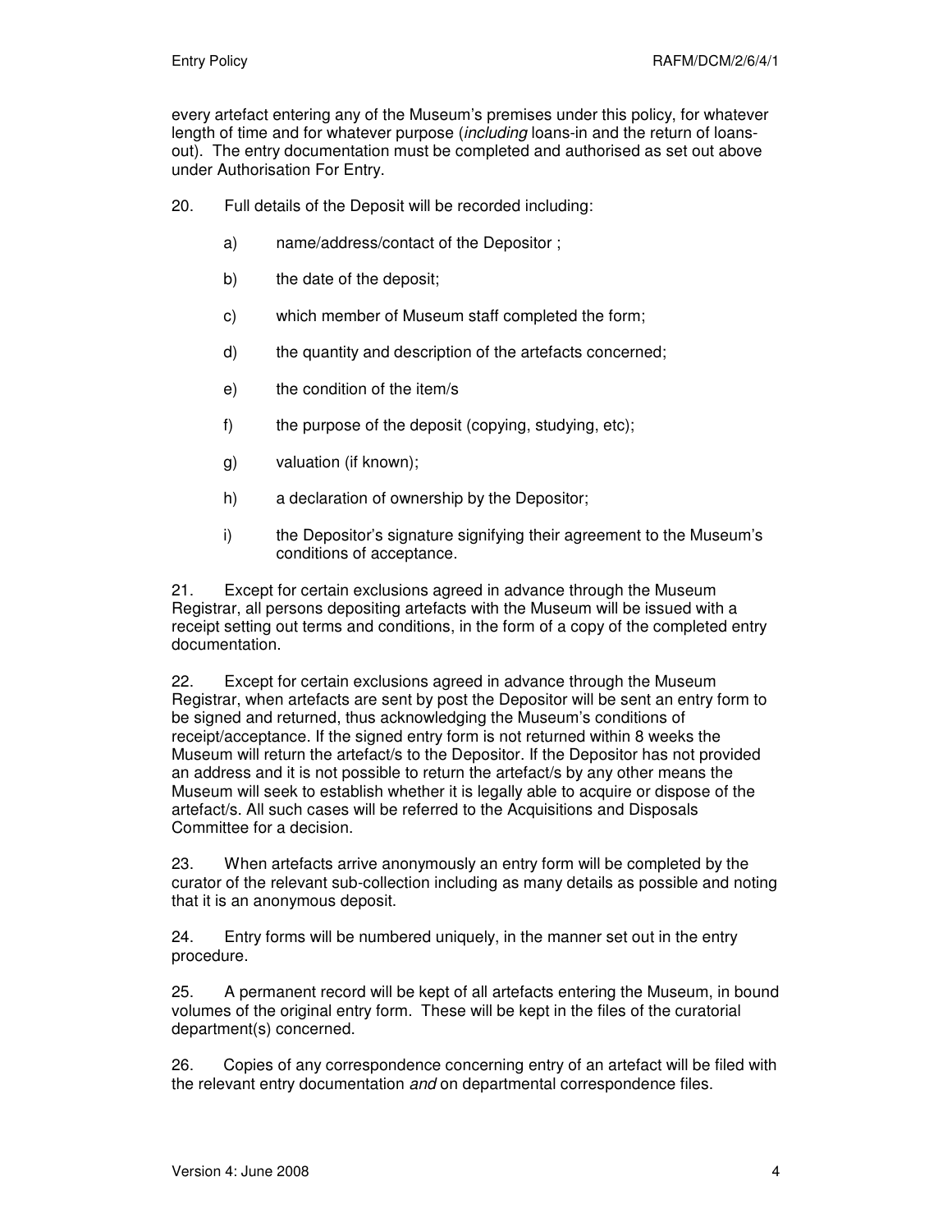every artefact entering any of the Museum's premises under this policy, for whatever length of time and for whatever purpose (*including* loans-in and the return of loans-out). The entry documentation must be completed and authorised as set out above under Authorisation For Entry.

20. Full details of the Deposit will be recorded including:

a) name/address/contact of the Depositor ;

b) the date of the deposit;

c) which member of Museum staff completed the form;

d) the quantity and description of the artefacts concerned;

e) the condition of the item/s

f) the purpose of the deposit (copying, studying, etc);

g) valuation (if known);

h) a declaration of ownership by the Depositor;

i) the Depositor's signature signifying their agreement to the Museum's conditions of acceptance.

21. Except for certain exclusions agreed in advance through the Museum Registrar, all persons depositing artefacts with the Museum will be issued with a receipt setting out terms and conditions, in the form of a copy of the completed entry documentation.

22. Except for certain exclusions agreed in advance through the Museum Registrar, when artefacts are sent by post the Depositor will be sent an entry form to be signed and returned, thus acknowledging the Museum's conditions of receipt/acceptance. If the signed entry form is not returned within 8 weeks the Museum will return the artefact/s to the Depositor. If the Depositor has not provided an address and it is not possible to return the artefact/s by any other means the Museum will seek to establish whether it is legally able to acquire or dispose of the artefact/s. All such cases will be referred to the Acquisitions and Disposals Committee for a decision.

23. When artefacts arrive anonymously an entry form will be completed by the curator of the relevant sub-collection including as many details as possible and noting that it is an anonymous deposit.

24. Entry forms will be numbered uniquely, in the manner set out in the entry procedure.

25. A permanent record will be kept of all artefacts entering the Museum, in bound volumes of the original entry form. These will be kept in the files of the curatorial department(s) concerned.

26. Copies of any correspondence concerning entry of an artefact will be filed with the relevant entry documentation *and* on departmental correspondence files.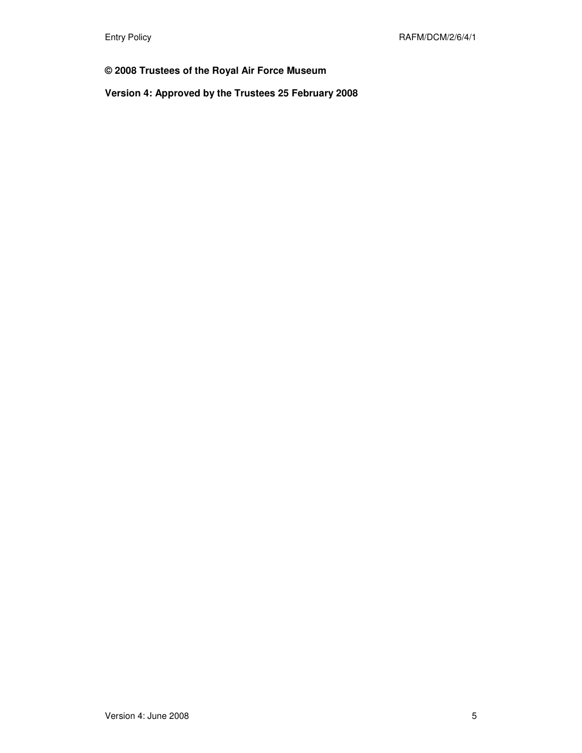**© 2008 Trustees of the Royal Air Force Museum**

**Version 4: Approved by the Trustees 25 February 2008**